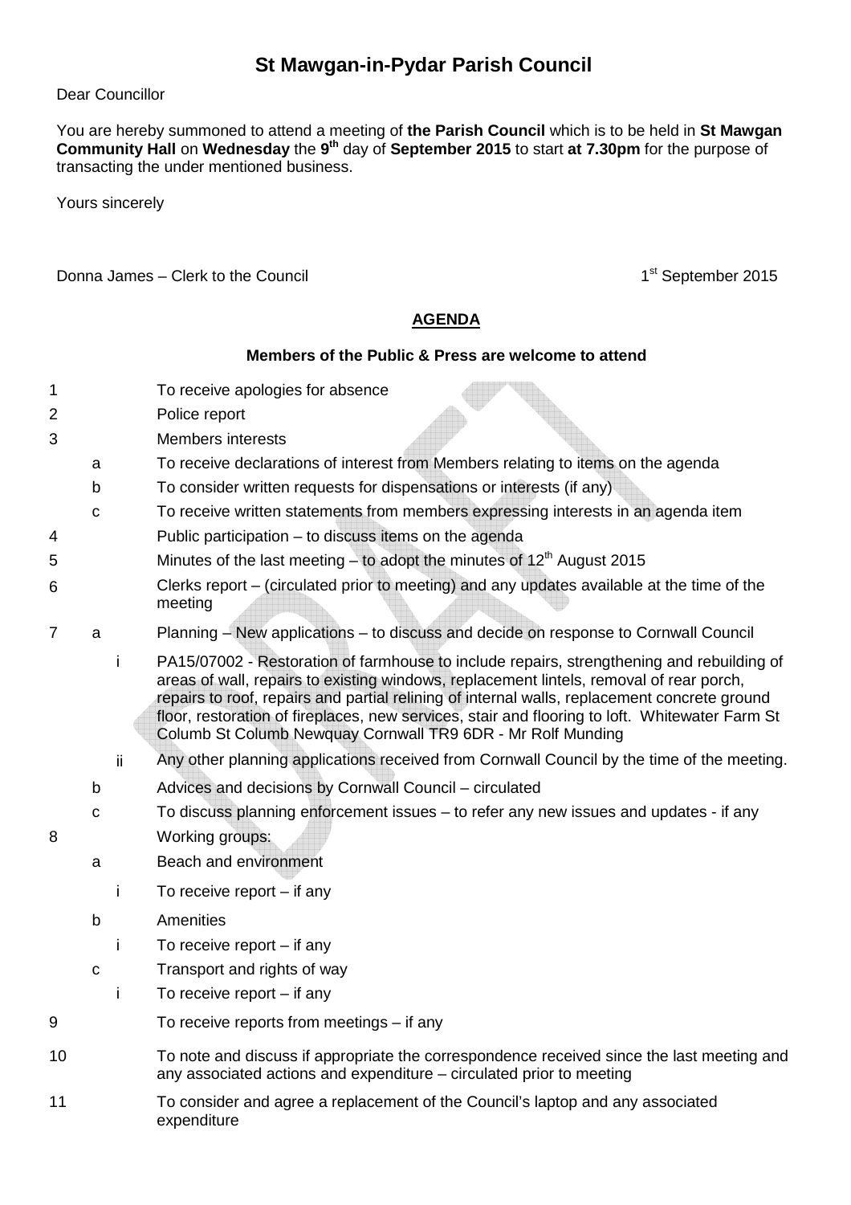# St Mawgan-in-Pydar Parish Council

Dear Councillor

You are hereby summoned to attend a meeting of **the Parish Council** which is to be held in **St Mawgan Community Hall** on **Wednesday** the **9th** day of **September 2015** to start **at 7.30pm** for the purpose of transacting the under mentioned business.

Yours sincerely

Donna James – Clerk to the Council

1st September 2015

## AGENDA

**Members of the Public & Press are welcome to attend**

1. To receive apologies for absence
2. Police report
3. Members interests
   - a. To receive declarations of interest from Members relating to items on the agenda
   - b. To consider written requests for dispensations or interests (if any)
   - c. To receive written statements from members expressing interests in an agenda item
4. Public participation – to discuss items on the agenda
5. Minutes of the last meeting – to adopt the minutes of 12th August 2015
6. Clerks report – (circulated prior to meeting) and any updates available at the time of the meeting
7. a. Planning – New applications – to discuss and decide on response to Cornwall Council
      - i. PA15/07002 - Restoration of farmhouse to include repairs, strengthening and rebuilding of areas of wall, repairs to existing windows, replacement lintels, removal of rear porch, repairs to roof, repairs and partial relining of internal walls, replacement concrete ground floor, restoration of fireplaces, new services, stair and flooring to loft. Whitewater Farm St Columb St Columb Newquay Cornwall TR9 6DR - Mr Rolf Munding
      - ii. Any other planning applications received from Cornwall Council by the time of the meeting.
   - b. Advices and decisions by Cornwall Council – circulated
   - c. To discuss planning enforcement issues – to refer any new issues and updates - if any
8. Working groups:
   - a. Beach and environment
     - i. To receive report – if any
   - b. Amenities
     - i. To receive report – if any
   - c. Transport and rights of way
     - i. To receive report – if any
9. To receive reports from meetings – if any
10. To note and discuss if appropriate the correspondence received since the last meeting and any associated actions and expenditure – circulated prior to meeting
11. To consider and agree a replacement of the Council's laptop and any associated expenditure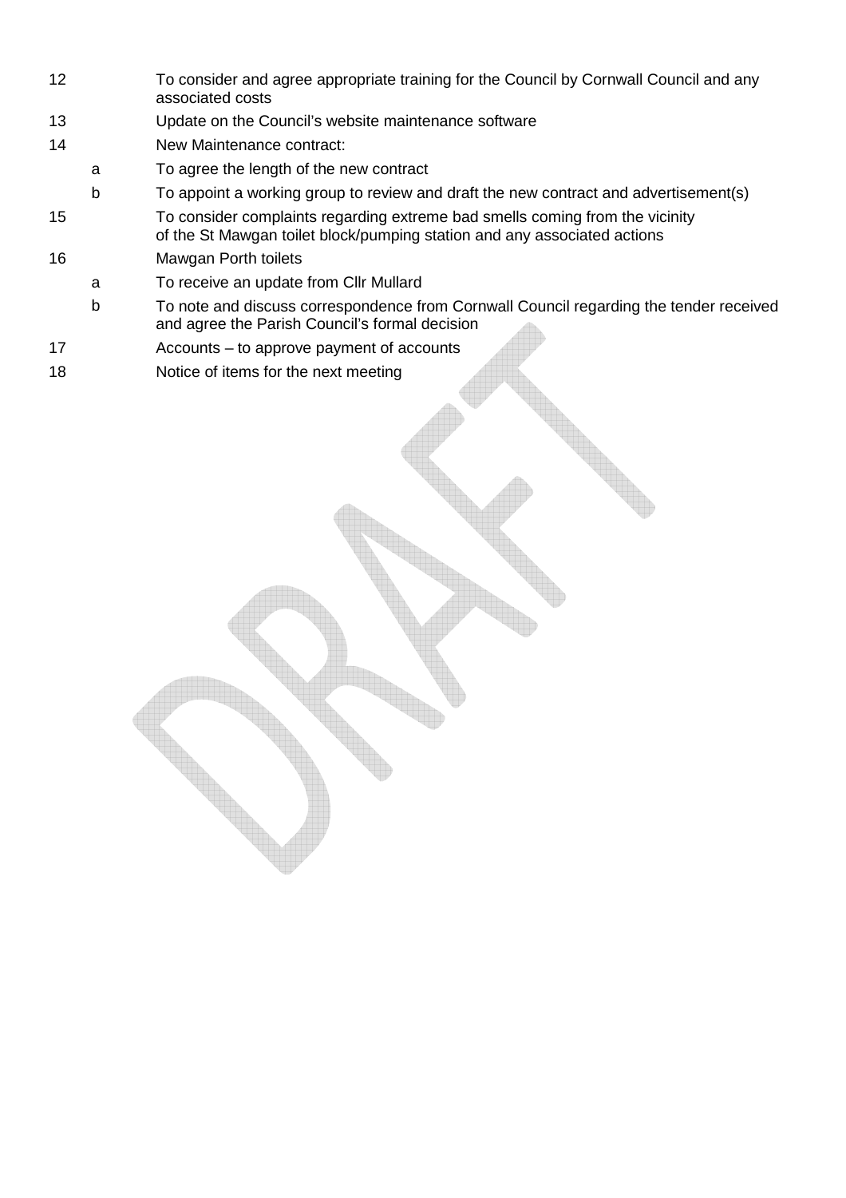12 To consider and agree appropriate training for the Council by Cornwall Council and any associated costs

13 Update on the Council's website maintenance software

14 New Maintenance contract:

- a To agree the length of the new contract
- b To appoint a working group to review and draft the new contract and advertisement(s)

15 To consider complaints regarding extreme bad smells coming from the vicinity of the St Mawgan toilet block/pumping station and any associated actions

16 Mawgan Porth toilets

- a To receive an update from Cllr Mullard
- b To note and discuss correspondence from Cornwall Council regarding the tender received and agree the Parish Council's formal decision

17 Accounts – to approve payment of accounts

18 Notice of items for the next meeting

DRAFT